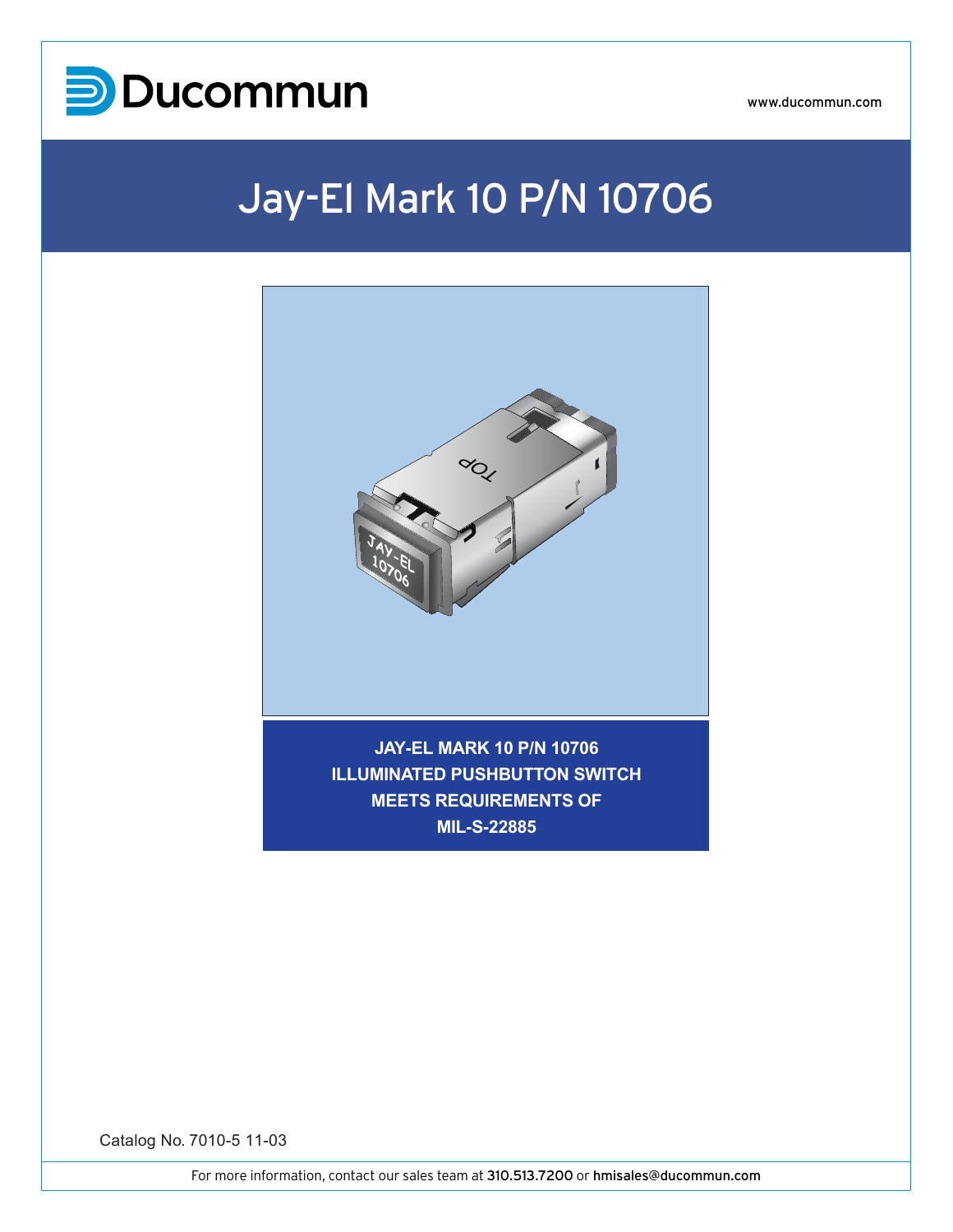Ducommun

www.ducommun.com

# Jay-El Mark 10 P/N 10706

**JAY-EL MARK 10 P/N 10706**
**ILLUMINATED PUSHBUTTON SWITCH**
**MEETS REQUIREMENTS OF**
**MIL-S-22885**

Catalog No. 7010-5 11-03

For more information, contact our sales team at **310.513.7200** or **hmisales@ducommun.com**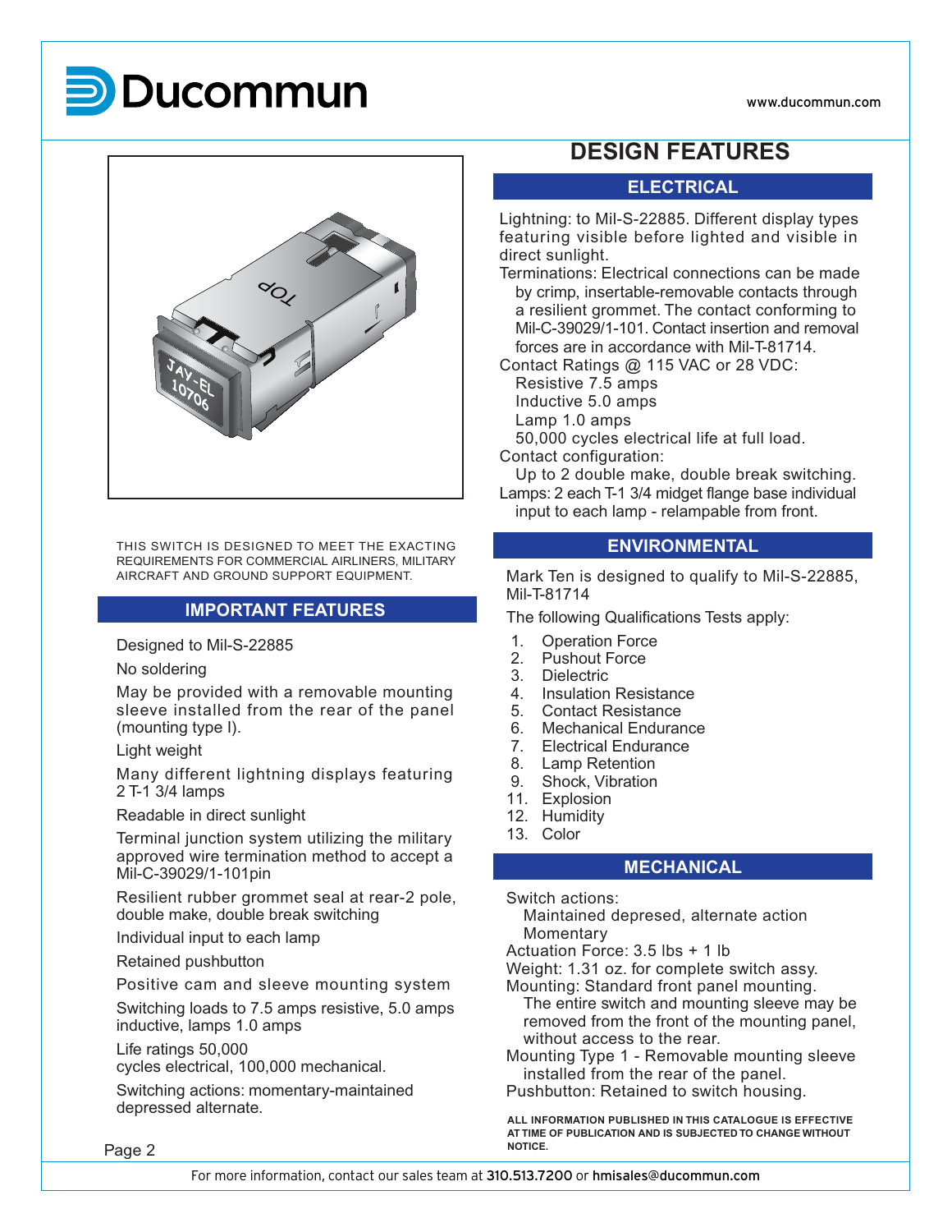# Ducommun

www.ducommun.com

THIS SWITCH IS DESIGNED TO MEET THE EXACTING REQUIREMENTS FOR COMMERCIAL AIRLINERS, MILITARY AIRCRAFT AND GROUND SUPPORT EQUIPMENT.

## IMPORTANT FEATURES

Designed to Mil-S-22885

No soldering

May be provided with a removable mounting sleeve installed from the rear of the panel (mounting type I).

Light weight

Many different lightning displays featuring 2 T-1 3/4 lamps

Readable in direct sunlight

Terminal junction system utilizing the military approved wire termination method to accept a Mil-C-39029/1-101pin

Resilient rubber grommet seal at rear-2 pole, double make, double break switching

Individual input to each lamp

Retained pushbutton

Positive cam and sleeve mounting system

Switching loads to 7.5 amps resistive, 5.0 amps inductive, lamps 1.0 amps

Life ratings 50,000
cycles electrical, 100,000 mechanical.

Switching actions: momentary-maintained depressed alternate.

# DESIGN FEATURES

## ELECTRICAL

Lightning: to Mil-S-22885. Different display types featuring visible before lighted and visible in direct sunlight.

Terminations: Electrical connections can be made by crimp, insertable-removable contacts through a resilient grommet. The contact conforming to Mil-C-39029/1-101. Contact insertion and removal forces are in accordance with Mil-T-81714.

Contact Ratings @ 115 VAC or 28 VDC:
- Resistive 7.5 amps
- Inductive 5.0 amps
- Lamp 1.0 amps
- 50,000 cycles electrical life at full load.

Contact configuration:
- Up to 2 double make, double break switching.

Lamps: 2 each T-1 3/4 midget flange base individual input to each lamp - relampable from front.

## ENVIRONMENTAL

Mark Ten is designed to qualify to Mil-S-22885, Mil-T-81714

The following Qualifications Tests apply:

1. Operation Force
2. Pushout Force
3. Dielectric
4. Insulation Resistance
5. Contact Resistance
6. Mechanical Endurance
7. Electrical Endurance
8. Lamp Retention
9. Shock, Vibration
11. Explosion
12. Humidity
13. Color

## MECHANICAL

Switch actions:
- Maintained depresed, alternate action
- Momentary

Actuation Force: 3.5 lbs + 1 lb

Weight: 1.31 oz. for complete switch assy.

Mounting: Standard front panel mounting. The entire switch and mounting sleeve may be removed from the front of the mounting panel, without access to the rear.

Mounting Type 1 - Removable mounting sleeve installed from the rear of the panel.

Pushbutton: Retained to switch housing.

**ALL INFORMATION PUBLISHED IN THIS CATALOGUE IS EFFECTIVE AT TIME OF PUBLICATION AND IS SUBJECTED TO CHANGE WITHOUT NOTICE.**

For more information, contact our sales team at 310.513.7200 or hmisales@ducommun.com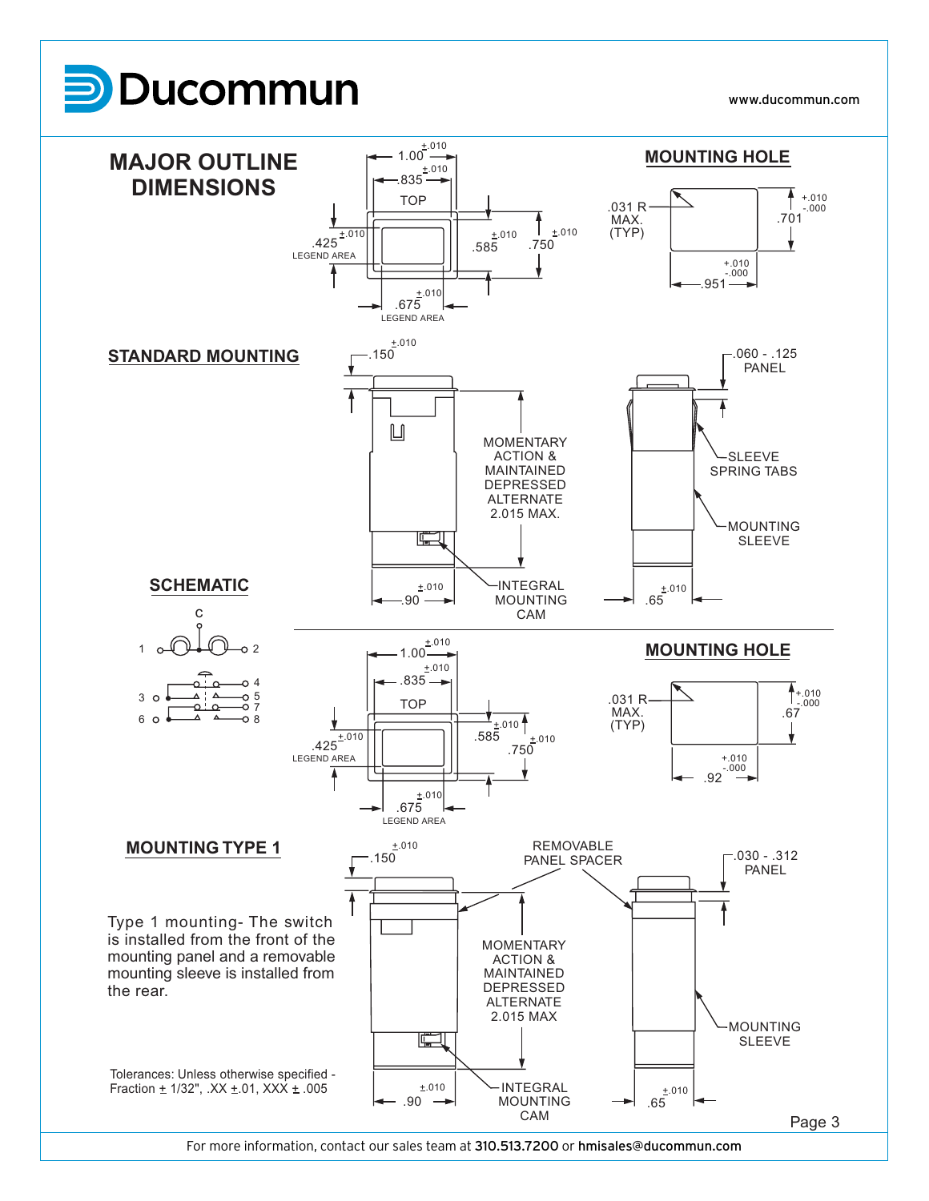# MAJOR OUTLINE DIMENSIONS

TOP

1.00 $\pm$.010

.835 $\pm$.010

.425 $\pm$.010 LEGEND AREA

.585 $\pm$.010

.750 $\pm$.010

.675 $\pm$.010 LEGEND AREA

## MOUNTING HOLE

.031 R MAX. (TYP)

.701 +.010 -.000

.951 +.010 -.000

## STANDARD MOUNTING

.150 $\pm$.010

.060 - .125 PANEL

MOMENTARY ACTION & MAINTAINED DEPRESSED ALTERNATE 2.015 MAX.

SLEEVE SPRING TABS

MOUNTING SLEEVE

INTEGRAL MOUNTING CAM

.90 $\pm$.010

.65 $\pm$.010

## SCHEMATIC

C

1, 2, 3, 4, 5, 6, 7, 8

TOP

1.00 $\pm$.010

.835 $\pm$.010

.425 $\pm$.010 LEGEND AREA

.585 $\pm$.010

.750 $\pm$.010

.675 $\pm$.010 LEGEND AREA

## MOUNTING HOLE

.031 R MAX. (TYP)

.67 +.010 -.000

.92 +.010 -.000

## MOUNTING TYPE 1

Type 1 mounting- The switch is installed from the front of the mounting panel and a removable mounting sleeve is installed from the rear.

.150 $\pm$.010

REMOVABLE PANEL SPACER

.030 - .312 PANEL

MOMENTARY ACTION & MAINTAINED DEPRESSED ALTERNATE 2.015 MAX

MOUNTING SLEEVE

INTEGRAL MOUNTING CAM

.90 $\pm$.010

.65 $\pm$.010

Tolerances: Unless otherwise specified - Fraction $\pm$ 1/32", .XX $\pm$.01, XXX $\pm$ .005

For more information, contact our sales team at 310.513.7200 or hmisales@ducommun.com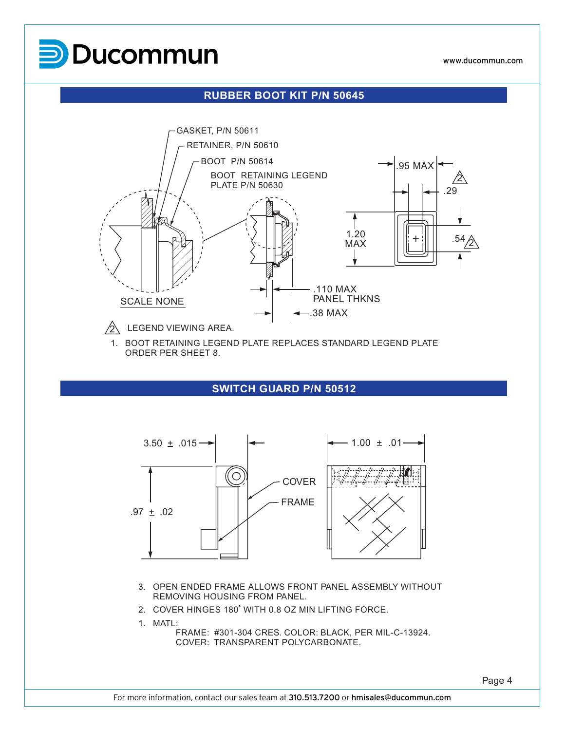## RUBBER BOOT KIT P/N 50645

GASKET, P/N 50611

RETAINER, P/N 50610

BOOT P/N 50614

BOOT RETAINING LEGEND PLATE P/N 50630

.95 MAX

.29

1.20 MAX

.54

SCALE NONE

.110 MAX PANEL THKNS

.38 MAX

2 LEGEND VIEWING AREA.

1. BOOT RETAINING LEGEND PLATE REPLACES STANDARD LEGEND PLATE ORDER PER SHEET 8.

## SWITCH GUARD P/N 50512

3.50 ± .015

1.00 ± .01

.97 ± .02

COVER

FRAME

3. OPEN ENDED FRAME ALLOWS FRONT PANEL ASSEMBLY WITHOUT REMOVING HOUSING FROM PANEL.
2. COVER HINGES 180˚ WITH 0.8 OZ MIN LIFTING FORCE.
1. MATL:
   FRAME: #301-304 CRES. COLOR: BLACK, PER MIL-C-13924.
   COVER: TRANSPARENT POLYCARBONATE.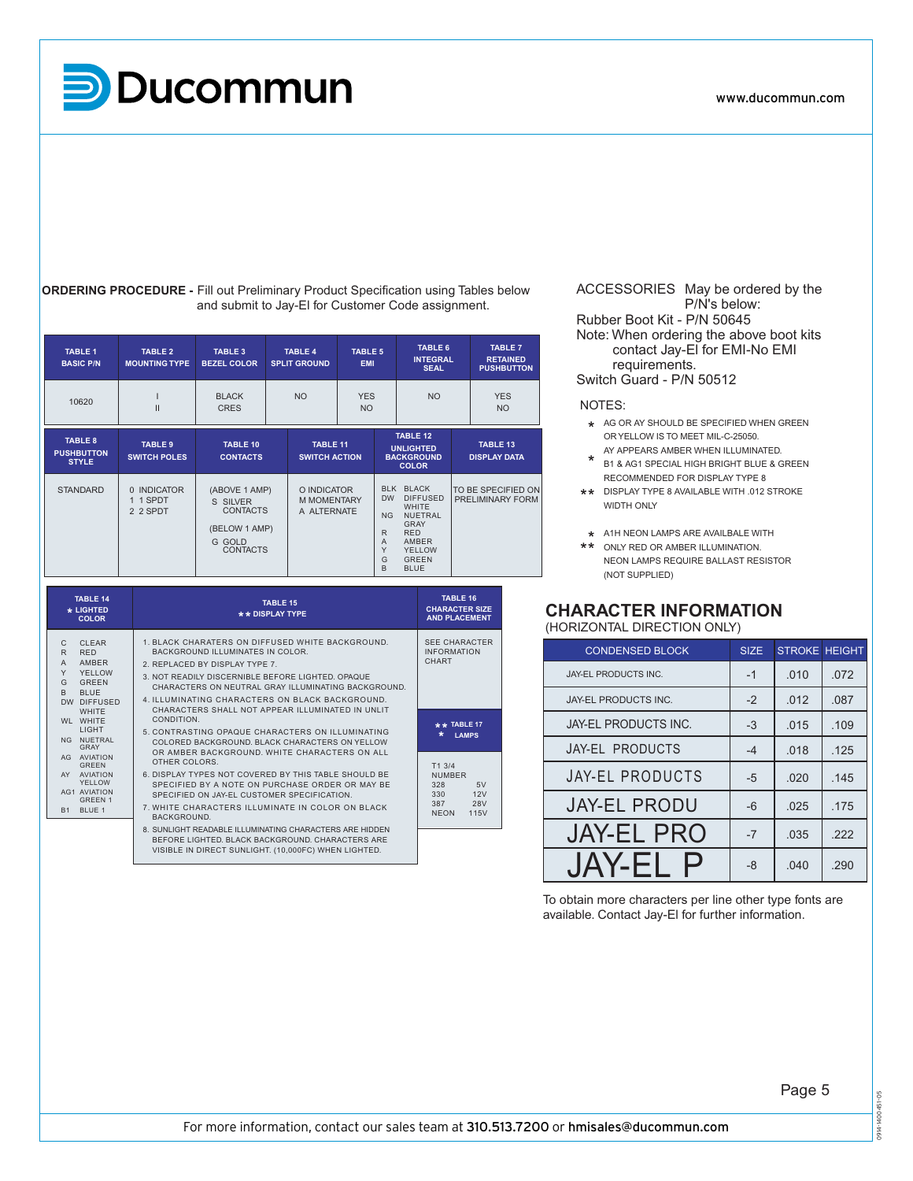**ORDERING PROCEDURE -** Fill out Preliminary Product Specification using Tables below and submit to Jay-El for Customer Code assignment.

| TABLE 1 BASIC P/N | TABLE 2 MOUNTING TYPE | TABLE 3 BEZEL COLOR | TABLE 4 SPLIT GROUND | TABLE 5 EMI | TABLE 6 INTEGRAL SEAL | TABLE 7 RETAINED PUSHBUTTON |
|---|---|---|---|---|---|---|
| 10620 | I<br>II | BLACK<br>CRES | NO | YES<br>NO | NO | YES<br>NO |

| TABLE 8 PUSHBUTTON STYLE | TABLE 9 SWITCH POLES | TABLE 10 CONTACTS | TABLE 11 SWITCH ACTION | TABLE 12 UNLIGHTED BACKGROUND COLOR | TABLE 13 DISPLAY DATA |
|---|---|---|---|---|---|
| STANDARD | 0 INDICATOR<br>1 1 SPDT<br>2 2 SPDT | (ABOVE 1 AMP)<br>S SILVER CONTACTS<br><br>(BELOW 1 AMP)<br>G GOLD CONTACTS | O INDICATOR<br>M MOMENTARY<br>A ALTERNATE | BLK BLACK<br>DW DIFFUSED WHITE<br>NG NUETRAL GRAY<br>R RED<br>A AMBER<br>Y YELLOW<br>G GREEN<br>B BLUE | TO BE SPECIFIED ON PRELIMINARY FORM |

| TABLE 14 * LIGHTED COLOR | TABLE 15 ** DISPLAY TYPE | TABLE 16 CHARACTER SIZE AND PLACEMENT |
|---|---|---|
| C CLEAR<br>R RED<br>A AMBER<br>Y YELLOW<br>G GREEN<br>B BLUE<br>DW DIFFUSED WHITE<br>WL WHITE LIGHT<br>NG NUETRAL GRAY<br>AG AVIATION GREEN<br>AY AVIATION YELLOW<br>AG1 AVIATION GREEN 1<br>B1 BLUE 1 | 1. BLACK CHARATERS ON DIFFUSED WHITE BACKGROUND. BACKGROUND ILLUMINATES IN COLOR.<br>2. REPLACED BY DISPLAY TYPE 7.<br>3. NOT READILY DISCERNIBLE BEFORE LIGHTED. OPAQUE CHARACTERS ON NEUTRAL GRAY ILLUMINATING BACKGROUND.<br>4. ILLUMINATING CHARACTERS ON BLACK BACKGROUND. CHARACTERS SHALL NOT APPEAR ILLUMINATED IN UNLIT CONDITION.<br>5. CONTRASTING OPAQUE CHARACTERS ON ILLUMINATING COLORED BACKGROUND. BLACK CHARACTERS ON YELLOW OR AMBER BACKGROUND. WHITE CHARACTERS ON ALL OTHER COLORS.<br>6. DISPLAY TYPES NOT COVERED BY THIS TABLE SHOULD BE SPECIFIED BY A NOTE ON PURCHASE ORDER OR MAY BE SPECIFIED ON JAY-EL CUSTOMER SPECIFICATION.<br>7. WHITE CHARACTERS ILLUMINATE IN COLOR ON BLACK BACKGROUND.<br>8. SUNLIGHT READABLE ILLUMINATING CHARACTERS ARE HIDDEN BEFORE LIGHTED. BLACK BACKGROUND. CHARACTERS ARE VISIBLE IN DIRECT SUNLIGHT. (10,000FC) WHEN LIGHTED. | SEE CHARACTER INFORMATION CHART<br><br>**\*\* TABLE 17 \* LAMPS**<br>T1 3/4<br>NUMBER<br>328 5V<br>330 12V<br>387 28V<br>NEON 115V |

ACCESSORIES May be ordered by the P/N's below:

Rubber Boot Kit - P/N 50645

Note: When ordering the above boot kits contact Jay-El for EMI-No EMI requirements.

Switch Guard - P/N 50512

NOTES:

- \* AG OR AY SHOULD BE SPECIFIED WHEN GREEN OR YELLOW IS TO MEET MIL-C-25050. AY APPEARS AMBER WHEN ILLUMINATED.
- \* B1 & AG1 SPECIAL HIGH BRIGHT BLUE & GREEN RECOMMENDED FOR DISPLAY TYPE 8
- \*\* DISPLAY TYPE 8 AVAILABLE WITH .012 STROKE WIDTH ONLY
- \* \*\* A1H NEON LAMPS ARE AVAILBALE WITH ONLY RED OR AMBER ILLUMINATION. NEON LAMPS REQUIRE BALLAST RESISTOR (NOT SUPPLIED)

## CHARACTER INFORMATION

(HORIZONTAL DIRECTION ONLY)

| CONDENSED BLOCK | SIZE | STROKE | HEIGHT |
|---|---|---|---|
| JAY-EL PRODUCTS INC. | -1 | .010 | .072 |
| JAY-EL PRODUCTS INC. | -2 | .012 | .087 |
| JAY-EL PRODUCTS INC. | -3 | .015 | .109 |
| JAY-EL PRODUCTS | -4 | .018 | .125 |
| JAY-EL PRODUCTS | -5 | .020 | .145 |
| JAY-EL PRODU | -6 | .025 | .175 |
| JAY-EL PRO | -7 | .035 | .222 |
| JAY-EL P | -8 | .040 | .290 |

To obtain more characters per line other type fonts are available. Contact Jay-El for further information.

For more information, contact our sales team at 310.513.7200 or hmisales@ducommun.com